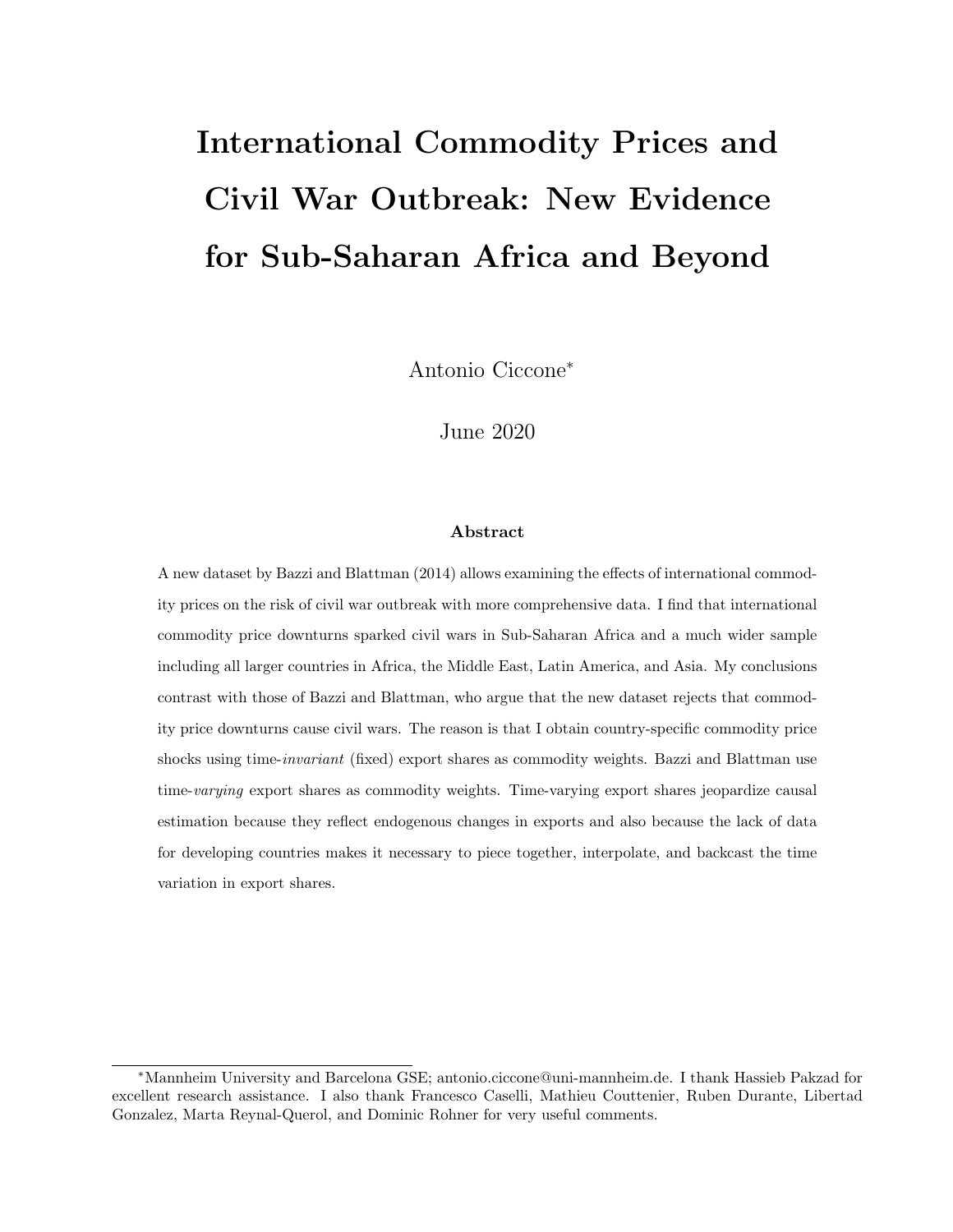# International Commodity Prices and Civil War Outbreak: New Evidence for Sub-Saharan Africa and Beyond

Antonio Ciccone*

June 2020

### Abstract

A new dataset by Bazzi and Blattman (2014) allows examining the effects of international commodity prices on the risk of civil war outbreak with more comprehensive data. I find that international commodity price downturns sparked civil wars in Sub-Saharan Africa and a much wider sample including all larger countries in Africa, the Middle East, Latin America, and Asia. My conclusions contrast with those of Bazzi and Blattman, who argue that the new dataset rejects that commodity price downturns cause civil wars. The reason is that I obtain country-specific commodity price shocks using time-*invariant* (fixed) export shares as commodity weights. Bazzi and Blattman use time-*varying* export shares as commodity weights. Time-varying export shares jeopardize causal estimation because they reflect endogenous changes in exports and also because the lack of data for developing countries makes it necessary to piece together, interpolate, and backcast the time variation in export shares.

---

*Mannheim University and Barcelona GSE; antonio.ciccone@uni-mannheim.de. I thank Hassieb Pakzad for excellent research assistance. I also thank Francesco Caselli, Mathieu Couttenier, Ruben Durante, Libertad Gonzalez, Marta Reynal-Querol, and Dominic Rohner for very useful comments.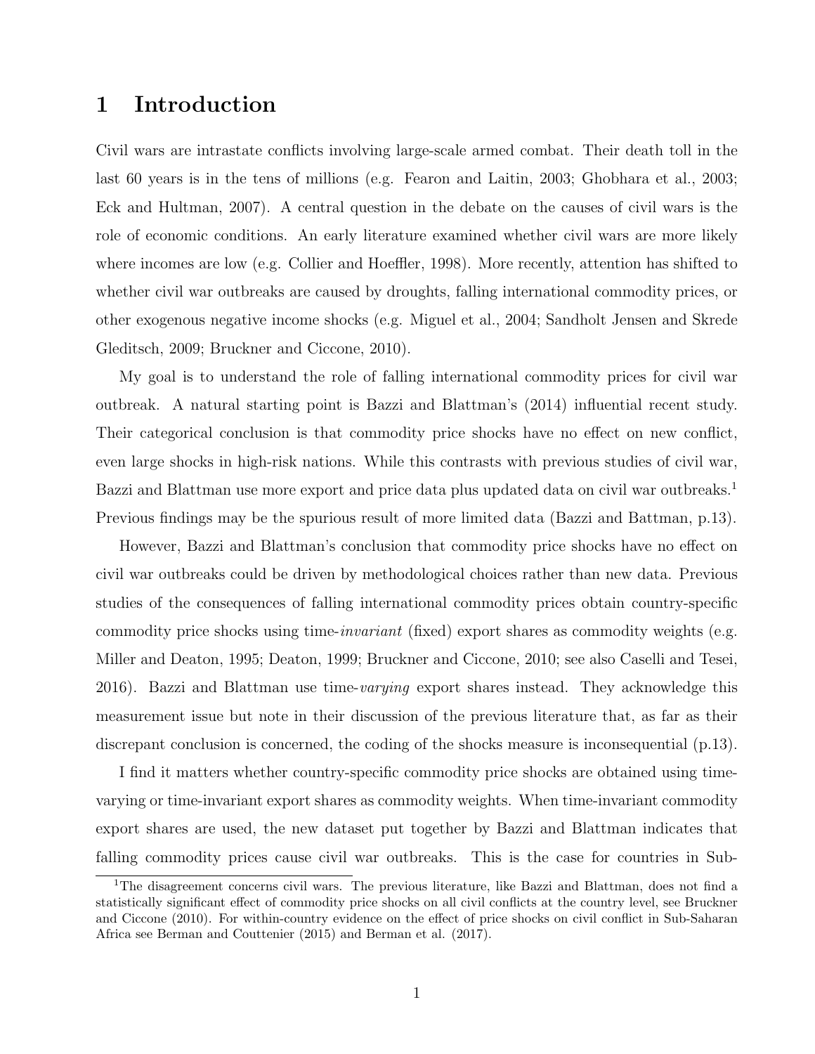# 1 Introduction

Civil wars are intrastate conflicts involving large-scale armed combat. Their death toll in the last 60 years is in the tens of millions (e.g. Fearon and Laitin, 2003; Ghobhara et al., 2003; Eck and Hultman, 2007). A central question in the debate on the causes of civil wars is the role of economic conditions. An early literature examined whether civil wars are more likely where incomes are low (e.g. Collier and Hoeffler, 1998). More recently, attention has shifted to whether civil war outbreaks are caused by droughts, falling international commodity prices, or other exogenous negative income shocks (e.g. Miguel et al., 2004; Sandholt Jensen and Skrede Gleditsch, 2009; Bruckner and Ciccone, 2010).

My goal is to understand the role of falling international commodity prices for civil war outbreak. A natural starting point is Bazzi and Blattman's (2014) influential recent study. Their categorical conclusion is that commodity price shocks have no effect on new conflict, even large shocks in high-risk nations. While this contrasts with previous studies of civil war, Bazzi and Blattman use more export and price data plus updated data on civil war outbreaks.[1] Previous findings may be the spurious result of more limited data (Bazzi and Battman, p.13).

However, Bazzi and Blattman's conclusion that commodity price shocks have no effect on civil war outbreaks could be driven by methodological choices rather than new data. Previous studies of the consequences of falling international commodity prices obtain country-specific commodity price shocks using time-*invariant* (fixed) export shares as commodity weights (e.g. Miller and Deaton, 1995; Deaton, 1999; Bruckner and Ciccone, 2010; see also Caselli and Tesei, 2016). Bazzi and Blattman use time-*varying* export shares instead. They acknowledge this measurement issue but note in their discussion of the previous literature that, as far as their discrepant conclusion is concerned, the coding of the shocks measure is inconsequential (p.13).

I find it matters whether country-specific commodity price shocks are obtained using time-varying or time-invariant export shares as commodity weights. When time-invariant commodity export shares are used, the new dataset put together by Bazzi and Blattman indicates that falling commodity prices cause civil war outbreaks. This is the case for countries in Sub-

[1] The disagreement concerns civil wars. The previous literature, like Bazzi and Blattman, does not find a statistically significant effect of commodity price shocks on all civil conflicts at the country level, see Bruckner and Ciccone (2010). For within-country evidence on the effect of price shocks on civil conflict in Sub-Saharan Africa see Berman and Couttenier (2015) and Berman et al. (2017).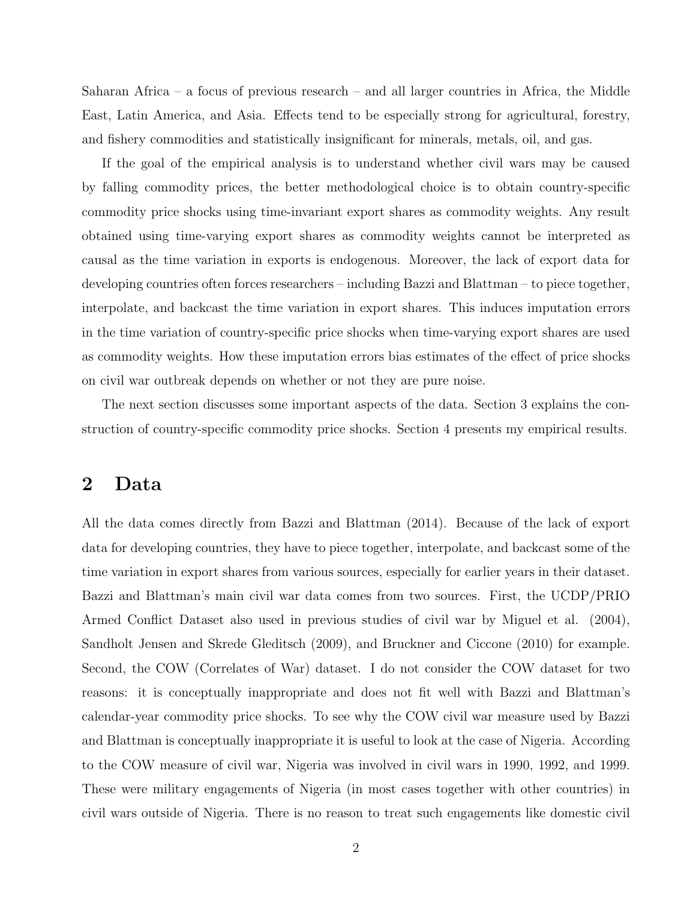Saharan Africa – a focus of previous research – and all larger countries in Africa, the Middle East, Latin America, and Asia. Effects tend to be especially strong for agricultural, forestry, and fishery commodities and statistically insignificant for minerals, metals, oil, and gas.

If the goal of the empirical analysis is to understand whether civil wars may be caused by falling commodity prices, the better methodological choice is to obtain country-specific commodity price shocks using time-invariant export shares as commodity weights. Any result obtained using time-varying export shares as commodity weights cannot be interpreted as causal as the time variation in exports is endogenous. Moreover, the lack of export data for developing countries often forces researchers – including Bazzi and Blattman – to piece together, interpolate, and backcast the time variation in export shares. This induces imputation errors in the time variation of country-specific price shocks when time-varying export shares are used as commodity weights. How these imputation errors bias estimates of the effect of price shocks on civil war outbreak depends on whether or not they are pure noise.

The next section discusses some important aspects of the data. Section 3 explains the construction of country-specific commodity price shocks. Section 4 presents my empirical results.

## 2 Data

All the data comes directly from Bazzi and Blattman (2014). Because of the lack of export data for developing countries, they have to piece together, interpolate, and backcast some of the time variation in export shares from various sources, especially for earlier years in their dataset. Bazzi and Blattman's main civil war data comes from two sources. First, the UCDP/PRIO Armed Conflict Dataset also used in previous studies of civil war by Miguel et al. (2004), Sandholt Jensen and Skrede Gleditsch (2009), and Bruckner and Ciccone (2010) for example. Second, the COW (Correlates of War) dataset. I do not consider the COW dataset for two reasons: it is conceptually inappropriate and does not fit well with Bazzi and Blattman's calendar-year commodity price shocks. To see why the COW civil war measure used by Bazzi and Blattman is conceptually inappropriate it is useful to look at the case of Nigeria. According to the COW measure of civil war, Nigeria was involved in civil wars in 1990, 1992, and 1999. These were military engagements of Nigeria (in most cases together with other countries) in civil wars outside of Nigeria. There is no reason to treat such engagements like domestic civil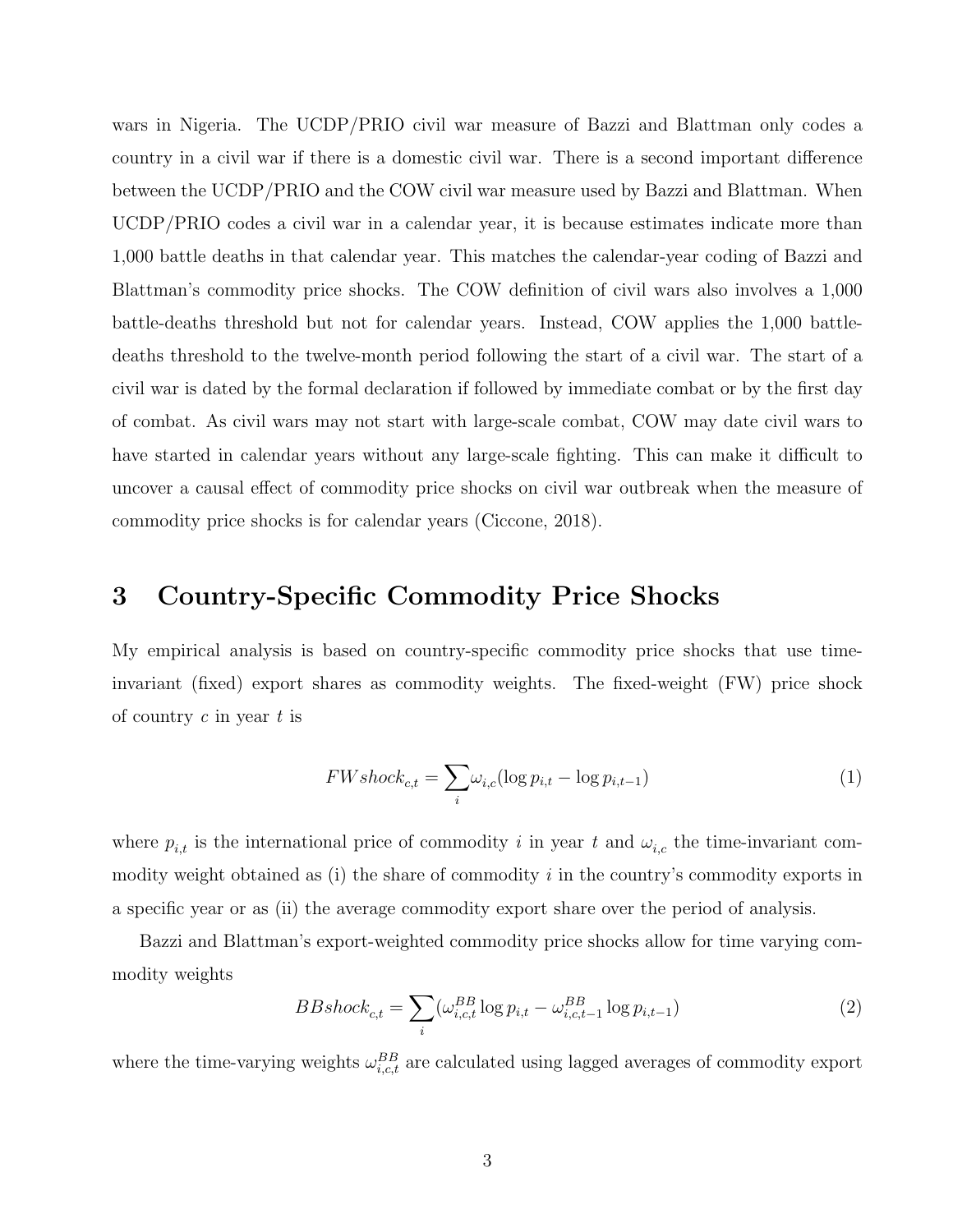wars in Nigeria. The UCDP/PRIO civil war measure of Bazzi and Blattman only codes a country in a civil war if there is a domestic civil war. There is a second important difference between the UCDP/PRIO and the COW civil war measure used by Bazzi and Blattman. When UCDP/PRIO codes a civil war in a calendar year, it is because estimates indicate more than 1,000 battle deaths in that calendar year. This matches the calendar-year coding of Bazzi and Blattman's commodity price shocks. The COW definition of civil wars also involves a 1,000 battle-deaths threshold but not for calendar years. Instead, COW applies the 1,000 battle-deaths threshold to the twelve-month period following the start of a civil war. The start of a civil war is dated by the formal declaration if followed by immediate combat or by the first day of combat. As civil wars may not start with large-scale combat, COW may date civil wars to have started in calendar years without any large-scale fighting. This can make it difficult to uncover a causal effect of commodity price shocks on civil war outbreak when the measure of commodity price shocks is for calendar years (Ciccone, 2018).

## 3 Country-Specific Commodity Price Shocks

My empirical analysis is based on country-specific commodity price shocks that use time-invariant (fixed) export shares as commodity weights. The fixed-weight (FW) price shock of country $c$ in year $t$ is

$$FWshock_{c,t} = \sum_{i} \omega_{i,c}(\log p_{i,t} - \log p_{i,t-1}) \tag{1}$$

where $p_{i,t}$ is the international price of commodity $i$ in year $t$ and $\omega_{i,c}$ the time-invariant commodity weight obtained as (i) the share of commodity $i$ in the country's commodity exports in a specific year or as (ii) the average commodity export share over the period of analysis.

Bazzi and Blattman's export-weighted commodity price shocks allow for time varying commodity weights

$$BBshock_{c,t} = \sum_{i} (\omega^{BB}_{i,c,t} \log p_{i,t} - \omega^{BB}_{i,c,t-1} \log p_{i,t-1}) \tag{2}$$

where the time-varying weights $\omega^{BB}_{i,c,t}$ are calculated using lagged averages of commodity export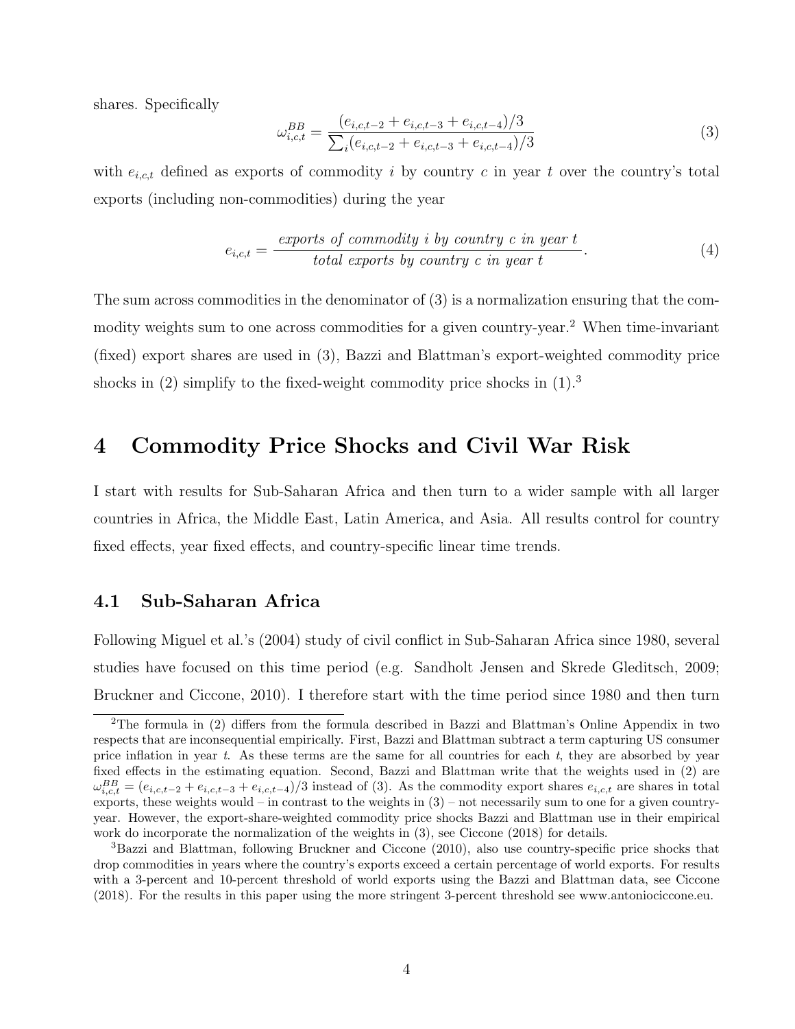shares. Specifically

$$\omega_{i,c,t}^{BB} = \frac{(e_{i,c,t-2} + e_{i,c,t-3} + e_{i,c,t-4})/3}{\sum_i (e_{i,c,t-2} + e_{i,c,t-3} + e_{i,c,t-4})/3} \tag{3}$$

with $e_{i,c,t}$ defined as exports of commodity $i$ by country $c$ in year $t$ over the country's total exports (including non-commodities) during the year

$$e_{i,c,t} = \frac{\textit{exports of commodity i by country c in year t}}{\textit{total exports by country c in year t}}. \tag{4}$$

The sum across commodities in the denominator of (3) is a normalization ensuring that the commodity weights sum to one across commodities for a given country-year.[2] When time-invariant (fixed) export shares are used in (3), Bazzi and Blattman's export-weighted commodity price shocks in (2) simplify to the fixed-weight commodity price shocks in (1).[3]

# 4 Commodity Price Shocks and Civil War Risk

I start with results for Sub-Saharan Africa and then turn to a wider sample with all larger countries in Africa, the Middle East, Latin America, and Asia. All results control for country fixed effects, year fixed effects, and country-specific linear time trends.

## 4.1 Sub-Saharan Africa

Following Miguel et al.'s (2004) study of civil conflict in Sub-Saharan Africa since 1980, several studies have focused on this time period (e.g. Sandholt Jensen and Skrede Gleditsch, 2009; Bruckner and Ciccone, 2010). I therefore start with the time period since 1980 and then turn

---

[2] The formula in (2) differs from the formula described in Bazzi and Blattman's Online Appendix in two respects that are inconsequential empirically. First, Bazzi and Blattman subtract a term capturing US consumer price inflation in year $t$. As these terms are the same for all countries for each $t$, they are absorbed by year fixed effects in the estimating equation. Second, Bazzi and Blattman write that the weights used in (2) are $\omega_{i,c,t}^{BB} = (e_{i,c,t-2} + e_{i,c,t-3} + e_{i,c,t-4})/3$ instead of (3). As the commodity export shares $e_{i,c,t}$ are shares in total exports, these weights would – in contrast to the weights in (3) – not necessarily sum to one for a given country-year. However, the export-share-weighted commodity price shocks Bazzi and Blattman use in their empirical work do incorporate the normalization of the weights in (3), see Ciccone (2018) for details.

[3] Bazzi and Blattman, following Bruckner and Ciccone (2010), also use country-specific price shocks that drop commodities in years where the country's exports exceed a certain percentage of world exports. For results with a 3-percent and 10-percent threshold of world exports using the Bazzi and Blattman data, see Ciccone (2018). For the results in this paper using the more stringent 3-percent threshold see www.antoniociccone.eu.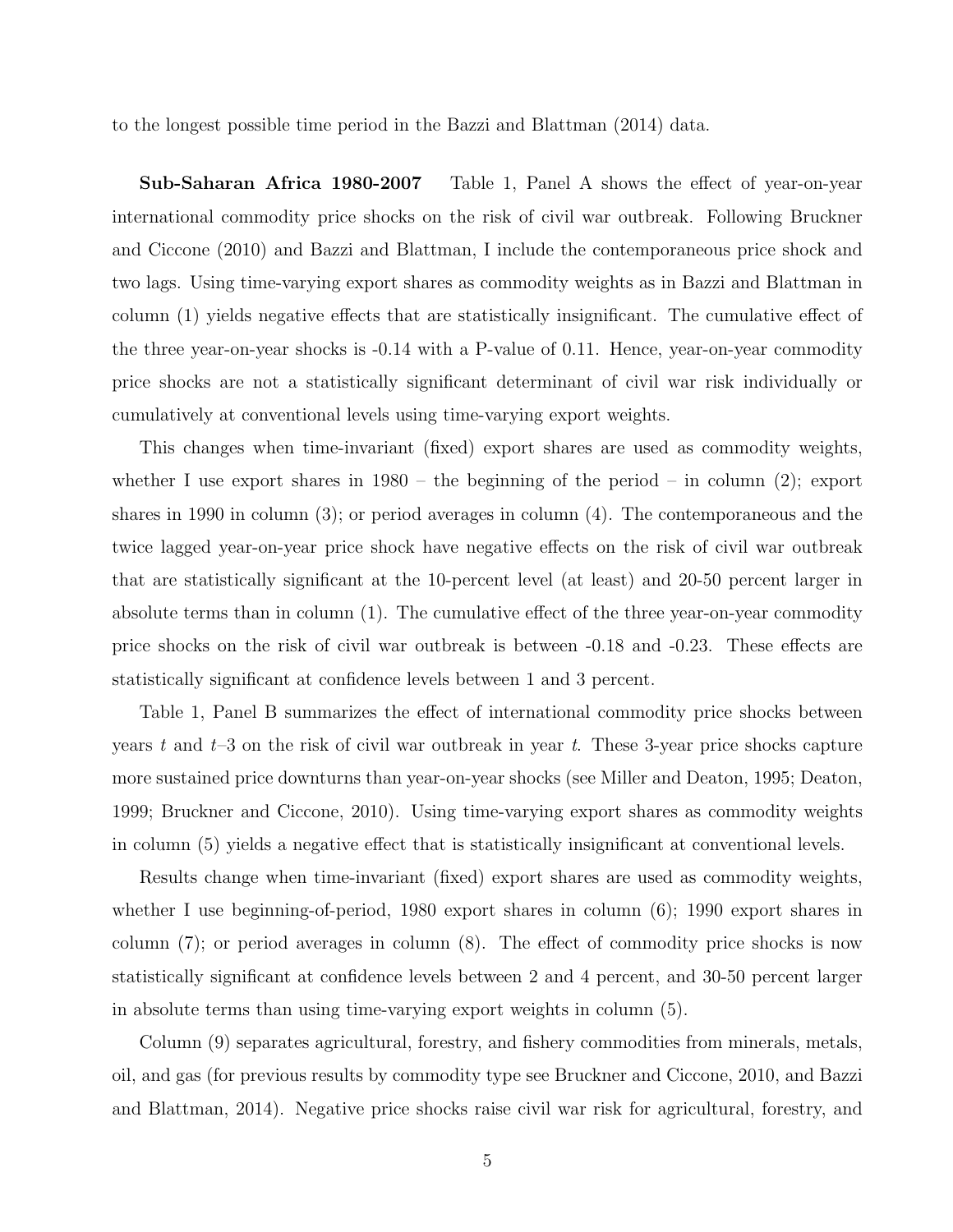to the longest possible time period in the Bazzi and Blattman (2014) data.

**Sub-Saharan Africa 1980-2007** Table 1, Panel A shows the effect of year-on-year international commodity price shocks on the risk of civil war outbreak. Following Bruckner and Ciccone (2010) and Bazzi and Blattman, I include the contemporaneous price shock and two lags. Using time-varying export shares as commodity weights as in Bazzi and Blattman in column (1) yields negative effects that are statistically insignificant. The cumulative effect of the three year-on-year shocks is -0.14 with a P-value of 0.11. Hence, year-on-year commodity price shocks are not a statistically significant determinant of civil war risk individually or cumulatively at conventional levels using time-varying export weights.

This changes when time-invariant (fixed) export shares are used as commodity weights, whether I use export shares in 1980 – the beginning of the period – in column (2); export shares in 1990 in column (3); or period averages in column (4). The contemporaneous and the twice lagged year-on-year price shock have negative effects on the risk of civil war outbreak that are statistically significant at the 10-percent level (at least) and 20-50 percent larger in absolute terms than in column (1). The cumulative effect of the three year-on-year commodity price shocks on the risk of civil war outbreak is between -0.18 and -0.23. These effects are statistically significant at confidence levels between 1 and 3 percent.

Table 1, Panel B summarizes the effect of international commodity price shocks between years $t$ and $t$–3 on the risk of civil war outbreak in year $t$. These 3-year price shocks capture more sustained price downturns than year-on-year shocks (see Miller and Deaton, 1995; Deaton, 1999; Bruckner and Ciccone, 2010). Using time-varying export shares as commodity weights in column (5) yields a negative effect that is statistically insignificant at conventional levels.

Results change when time-invariant (fixed) export shares are used as commodity weights, whether I use beginning-of-period, 1980 export shares in column (6); 1990 export shares in column (7); or period averages in column (8). The effect of commodity price shocks is now statistically significant at confidence levels between 2 and 4 percent, and 30-50 percent larger in absolute terms than using time-varying export weights in column (5).

Column (9) separates agricultural, forestry, and fishery commodities from minerals, metals, oil, and gas (for previous results by commodity type see Bruckner and Ciccone, 2010, and Bazzi and Blattman, 2014). Negative price shocks raise civil war risk for agricultural, forestry, and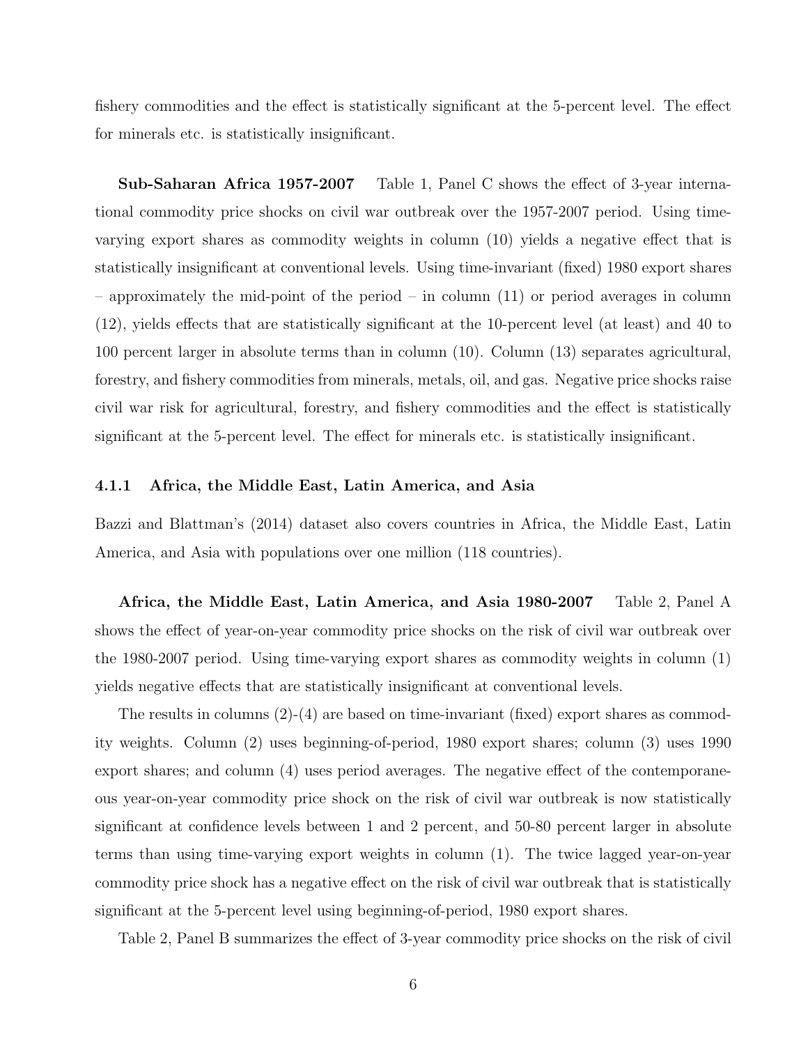fishery commodities and the effect is statistically significant at the 5-percent level. The effect for minerals etc. is statistically insignificant.

**Sub-Saharan Africa 1957-2007** Table 1, Panel C shows the effect of 3-year international commodity price shocks on civil war outbreak over the 1957-2007 period. Using time-varying export shares as commodity weights in column (10) yields a negative effect that is statistically insignificant at conventional levels. Using time-invariant (fixed) 1980 export shares – approximately the mid-point of the period – in column (11) or period averages in column (12), yields effects that are statistically significant at the 10-percent level (at least) and 40 to 100 percent larger in absolute terms than in column (10). Column (13) separates agricultural, forestry, and fishery commodities from minerals, metals, oil, and gas. Negative price shocks raise civil war risk for agricultural, forestry, and fishery commodities and the effect is statistically significant at the 5-percent level. The effect for minerals etc. is statistically insignificant.

### 4.1.1 Africa, the Middle East, Latin America, and Asia

Bazzi and Blattman's (2014) dataset also covers countries in Africa, the Middle East, Latin America, and Asia with populations over one million (118 countries).

**Africa, the Middle East, Latin America, and Asia 1980-2007** Table 2, Panel A shows the effect of year-on-year commodity price shocks on the risk of civil war outbreak over the 1980-2007 period. Using time-varying export shares as commodity weights in column (1) yields negative effects that are statistically insignificant at conventional levels.

The results in columns (2)-(4) are based on time-invariant (fixed) export shares as commodity weights. Column (2) uses beginning-of-period, 1980 export shares; column (3) uses 1990 export shares; and column (4) uses period averages. The negative effect of the contemporaneous year-on-year commodity price shock on the risk of civil war outbreak is now statistically significant at confidence levels between 1 and 2 percent, and 50-80 percent larger in absolute terms than using time-varying export weights in column (1). The twice lagged year-on-year commodity price shock has a negative effect on the risk of civil war outbreak that is statistically significant at the 5-percent level using beginning-of-period, 1980 export shares.

Table 2, Panel B summarizes the effect of 3-year commodity price shocks on the risk of civil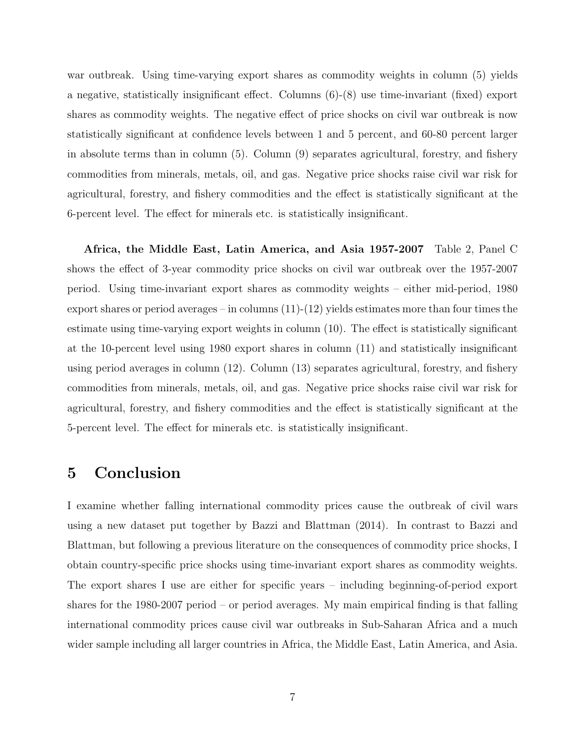war outbreak. Using time-varying export shares as commodity weights in column (5) yields a negative, statistically insignificant effect. Columns (6)-(8) use time-invariant (fixed) export shares as commodity weights. The negative effect of price shocks on civil war outbreak is now statistically significant at confidence levels between 1 and 5 percent, and 60-80 percent larger in absolute terms than in column (5). Column (9) separates agricultural, forestry, and fishery commodities from minerals, metals, oil, and gas. Negative price shocks raise civil war risk for agricultural, forestry, and fishery commodities and the effect is statistically significant at the 6-percent level. The effect for minerals etc. is statistically insignificant.

**Africa, the Middle East, Latin America, and Asia 1957-2007** Table 2, Panel C shows the effect of 3-year commodity price shocks on civil war outbreak over the 1957-2007 period. Using time-invariant export shares as commodity weights – either mid-period, 1980 export shares or period averages – in columns (11)-(12) yields estimates more than four times the estimate using time-varying export weights in column (10). The effect is statistically significant at the 10-percent level using 1980 export shares in column (11) and statistically insignificant using period averages in column (12). Column (13) separates agricultural, forestry, and fishery commodities from minerals, metals, oil, and gas. Negative price shocks raise civil war risk for agricultural, forestry, and fishery commodities and the effect is statistically significant at the 5-percent level. The effect for minerals etc. is statistically insignificant.

# 5 Conclusion

I examine whether falling international commodity prices cause the outbreak of civil wars using a new dataset put together by Bazzi and Blattman (2014). In contrast to Bazzi and Blattman, but following a previous literature on the consequences of commodity price shocks, I obtain country-specific price shocks using time-invariant export shares as commodity weights. The export shares I use are either for specific years – including beginning-of-period export shares for the 1980-2007 period – or period averages. My main empirical finding is that falling international commodity prices cause civil war outbreaks in Sub-Saharan Africa and a much wider sample including all larger countries in Africa, the Middle East, Latin America, and Asia.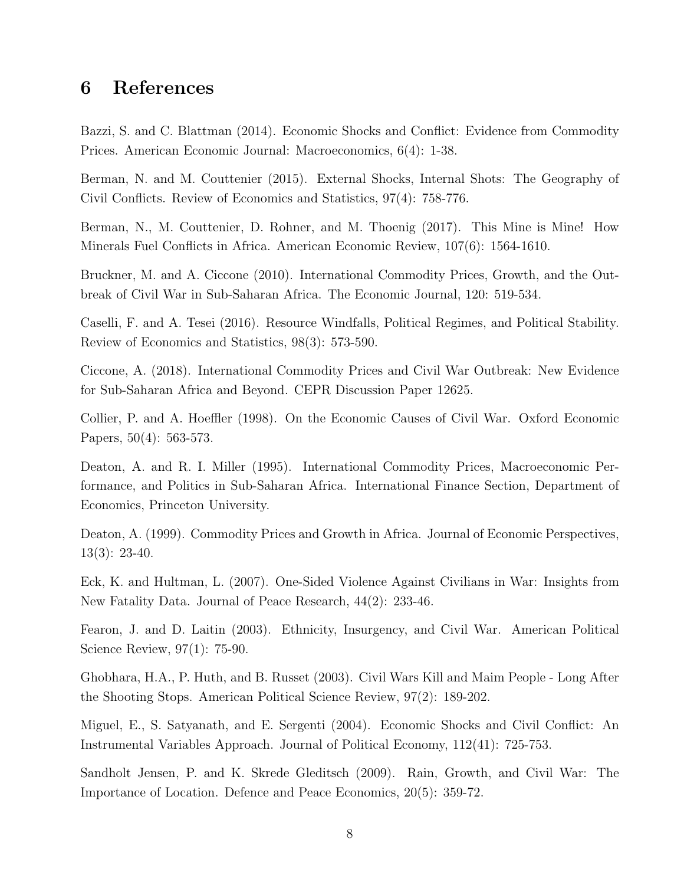# 6 References

Bazzi, S. and C. Blattman (2014). Economic Shocks and Conflict: Evidence from Commodity Prices. American Economic Journal: Macroeconomics, 6(4): 1-38.

Berman, N. and M. Couttenier (2015). External Shocks, Internal Shots: The Geography of Civil Conflicts. Review of Economics and Statistics, 97(4): 758-776.

Berman, N., M. Couttenier, D. Rohner, and M. Thoenig (2017). This Mine is Mine! How Minerals Fuel Conflicts in Africa. American Economic Review, 107(6): 1564-1610.

Bruckner, M. and A. Ciccone (2010). International Commodity Prices, Growth, and the Outbreak of Civil War in Sub-Saharan Africa. The Economic Journal, 120: 519-534.

Caselli, F. and A. Tesei (2016). Resource Windfalls, Political Regimes, and Political Stability. Review of Economics and Statistics, 98(3): 573-590.

Ciccone, A. (2018). International Commodity Prices and Civil War Outbreak: New Evidence for Sub-Saharan Africa and Beyond. CEPR Discussion Paper 12625.

Collier, P. and A. Hoeffler (1998). On the Economic Causes of Civil War. Oxford Economic Papers, 50(4): 563-573.

Deaton, A. and R. I. Miller (1995). International Commodity Prices, Macroeconomic Performance, and Politics in Sub-Saharan Africa. International Finance Section, Department of Economics, Princeton University.

Deaton, A. (1999). Commodity Prices and Growth in Africa. Journal of Economic Perspectives, 13(3): 23-40.

Eck, K. and Hultman, L. (2007). One-Sided Violence Against Civilians in War: Insights from New Fatality Data. Journal of Peace Research, 44(2): 233-46.

Fearon, J. and D. Laitin (2003). Ethnicity, Insurgency, and Civil War. American Political Science Review, 97(1): 75-90.

Ghobhara, H.A., P. Huth, and B. Russet (2003). Civil Wars Kill and Maim People - Long After the Shooting Stops. American Political Science Review, 97(2): 189-202.

Miguel, E., S. Satyanath, and E. Sergenti (2004). Economic Shocks and Civil Conflict: An Instrumental Variables Approach. Journal of Political Economy, 112(41): 725-753.

Sandholt Jensen, P. and K. Skrede Gleditsch (2009). Rain, Growth, and Civil War: The Importance of Location. Defence and Peace Economics, 20(5): 359-72.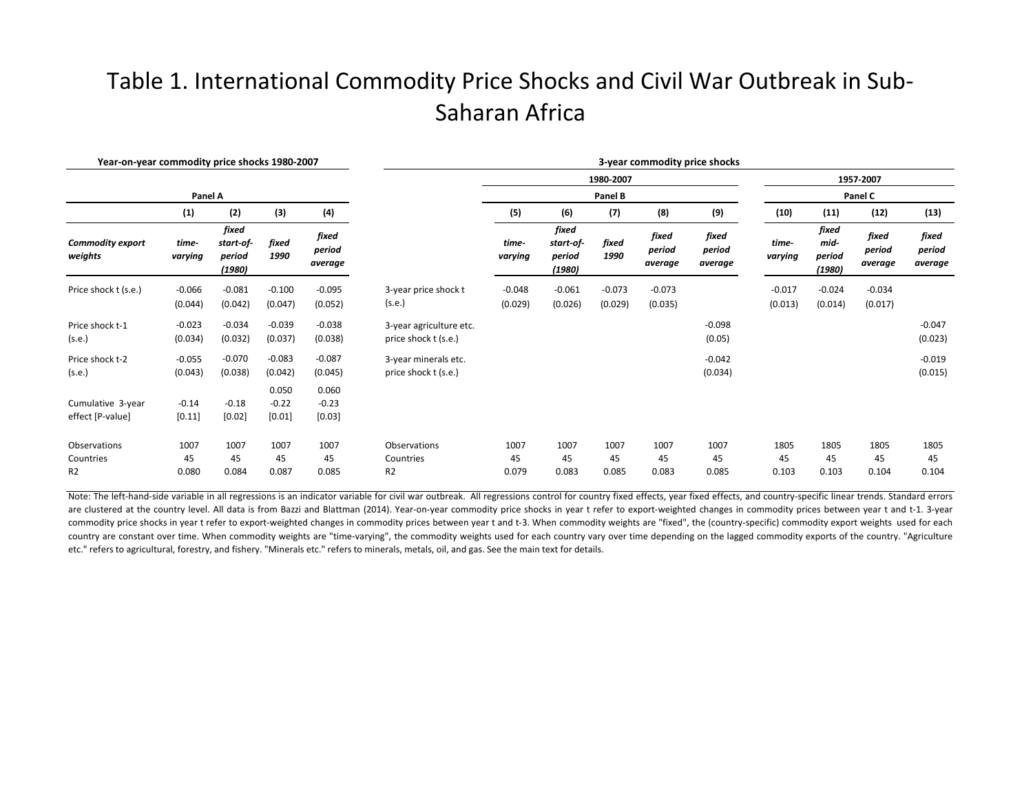# Table 1. International Commodity Price Shocks and Civil War Outbreak in Sub-Saharan Africa

**Year-on-year commodity price shocks 1980-2007**

| | Panel A | | | |
|---|---|---|---|---|
| | **(1)** | **(2)** | **(3)** | **(4)** |
| ***Commodity export weights*** | ***time-varying*** | ***fixed start-of-period (1980)*** | ***fixed 1990*** | ***fixed period average*** |
| Price shock t (s.e.) | -0.066 (0.044) | -0.081 (0.042) | -0.100 (0.047) | -0.095 (0.052) |
| Price shock t-1 (s.e.) | -0.023 (0.034) | -0.034 (0.032) | -0.039 (0.037) | -0.038 (0.038) |
| Price shock t-2 (s.e.) | -0.055 (0.043) | -0.070 (0.038) | -0.083 (0.042) | -0.087 (0.045) |
| | | | 0.050 | 0.060 |
| Cumulative 3-year effect [P-value] | -0.14 [0.11] | -0.18 [0.02] | -0.22 [0.01] | -0.23 [0.03] |
| Observations | 1007 | 1007 | 1007 | 1007 |
| Countries | 45 | 45 | 45 | 45 |
| R2 | 0.080 | 0.084 | 0.087 | 0.085 |

**3-year commodity price shocks**

| | 1980-2007 | | | | | 1957-2007 | | | |
|---|---|---|---|---|---|---|---|---|---|
| | Panel B | | | | | Panel C | | | |
| | **(5)** | **(6)** | **(7)** | **(8)** | **(9)** | **(10)** | **(11)** | **(12)** | **(13)** |
| | ***time-varying*** | ***fixed start-of-period (1980)*** | ***fixed 1990*** | ***fixed period average*** | ***fixed period average*** | ***time-varying*** | ***fixed mid-period (1980)*** | ***fixed period average*** | ***fixed period average*** |
| 3-year price shock t (s.e.) | -0.048 (0.029) | -0.061 (0.026) | -0.073 (0.029) | -0.073 (0.035) | | -0.017 (0.013) | -0.024 (0.014) | -0.034 (0.017) | |
| 3-year agriculture etc. price shock t (s.e.) | | | | | -0.098 (0.05) | | | | -0.047 (0.023) |
| 3-year minerals etc. price shock t (s.e.) | | | | | -0.042 (0.034) | | | | -0.019 (0.015) |
| Observations | 1007 | 1007 | 1007 | 1007 | 1007 | 1805 | 1805 | 1805 | 1805 |
| Countries | 45 | 45 | 45 | 45 | 45 | 45 | 45 | 45 | 45 |
| R2 | 0.079 | 0.083 | 0.085 | 0.083 | 0.085 | 0.103 | 0.103 | 0.104 | 0.104 |

Note: The left-hand-side variable in all regressions is an indicator variable for civil war outbreak. All regressions control for country fixed effects, year fixed effects, and country-specific linear trends. Standard errors are clustered at the country level. All data is from Bazzi and Blattman (2014). Year-on-year commodity price shocks in year t refer to export-weighted changes in commodity prices between year t and t-1. 3-year commodity price shocks in year t refer to export-weighted changes in commodity prices between year t and t-3. When commodity weights are "fixed", the (country-specific) commodity export weights used for each country are constant over time. When commodity weights are "time-varying", the commodity weights used for each country vary over time depending on the lagged commodity exports of the country. "Agriculture etc." refers to agricultural, forestry, and fishery. "Minerals etc." refers to minerals, metals, oil, and gas. See the main text for details.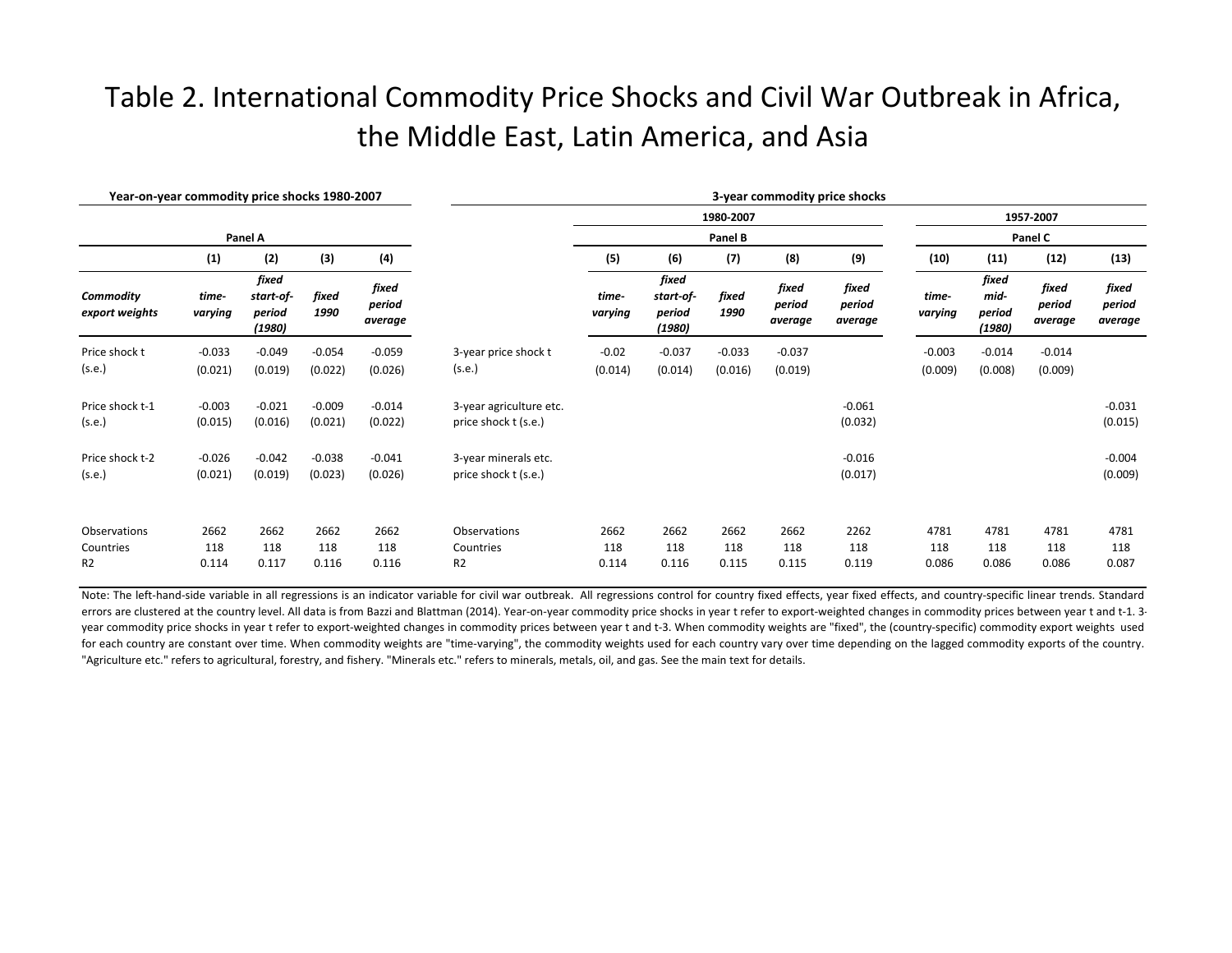# Table 2. International Commodity Price Shocks and Civil War Outbreak in Africa, the Middle East, Latin America, and Asia

| Year-on-year commodity price shocks 1980-2007 | | | | | 3-year commodity price shocks | | | | | | | | |
|---|---|---|---|---|---|---|---|---|---|---|---|---|---|
| | | | | | | 1980-2007 | | | | | 1957-2007 | | |
| | Panel A | | | | | Panel B | | | | | Panel C | | |
| | (1) | (2) | (3) | (4) | | (5) | (6) | (7) | (8) | (9) | (10) | (11) | (12) | (13) |
| *Commodity export weights* | *time-varying* | *fixed start-of-period (1980)* | *fixed 1990* | *fixed period average* | | *time-varying* | *fixed start-of-period (1980)* | *fixed 1990* | *fixed period average* | *fixed period average* | *time-varying* | *fixed mid-period (1980)* | *fixed period average* | *fixed period average* |
| Price shock t | -0.033 | -0.049 | -0.054 | -0.059 | 3-year price shock t | -0.02 | -0.037 | -0.033 | -0.037 | | -0.003 | -0.014 | -0.014 | |
| (s.e.) | (0.021) | (0.019) | (0.022) | (0.026) | (s.e.) | (0.014) | (0.014) | (0.016) | (0.019) | | (0.009) | (0.008) | (0.009) | |
| Price shock t-1 | -0.003 | -0.021 | -0.009 | -0.014 | 3-year agriculture etc. | | | | | -0.061 | | | | -0.031 |
| (s.e.) | (0.015) | (0.016) | (0.021) | (0.022) | price shock t (s.e.) | | | | | (0.032) | | | | (0.015) |
| Price shock t-2 | -0.026 | -0.042 | -0.038 | -0.041 | 3-year minerals etc. | | | | | -0.016 | | | | -0.004 |
| (s.e.) | (0.021) | (0.019) | (0.023) | (0.026) | price shock t (s.e.) | | | | | (0.017) | | | | (0.009) |
| Observations | 2662 | 2662 | 2662 | 2662 | Observations | 2662 | 2662 | 2662 | 2662 | 2262 | 4781 | 4781 | 4781 | 4781 |
| Countries | 118 | 118 | 118 | 118 | Countries | 118 | 118 | 118 | 118 | 118 | 118 | 118 | 118 | 118 |
| R2 | 0.114 | 0.117 | 0.116 | 0.116 | R2 | 0.114 | 0.116 | 0.115 | 0.115 | 0.119 | 0.086 | 0.086 | 0.086 | 0.087 |

Note: The left-hand-side variable in all regressions is an indicator variable for civil war outbreak. All regressions control for country fixed effects, year fixed effects, and country-specific linear trends. Standard errors are clustered at the country level. All data is from Bazzi and Blattman (2014). Year-on-year commodity price shocks in year t refer to export-weighted changes in commodity prices between year t and t-1. 3-year commodity price shocks in year t refer to export-weighted changes in commodity prices between year t and t-3. When commodity weights are "fixed", the (country-specific) commodity export weights used for each country are constant over time. When commodity weights are "time-varying", the commodity weights used for each country vary over time depending on the lagged commodity exports of the country. "Agriculture etc." refers to agricultural, forestry, and fishery. "Minerals etc." refers to minerals, metals, oil, and gas. See the main text for details.